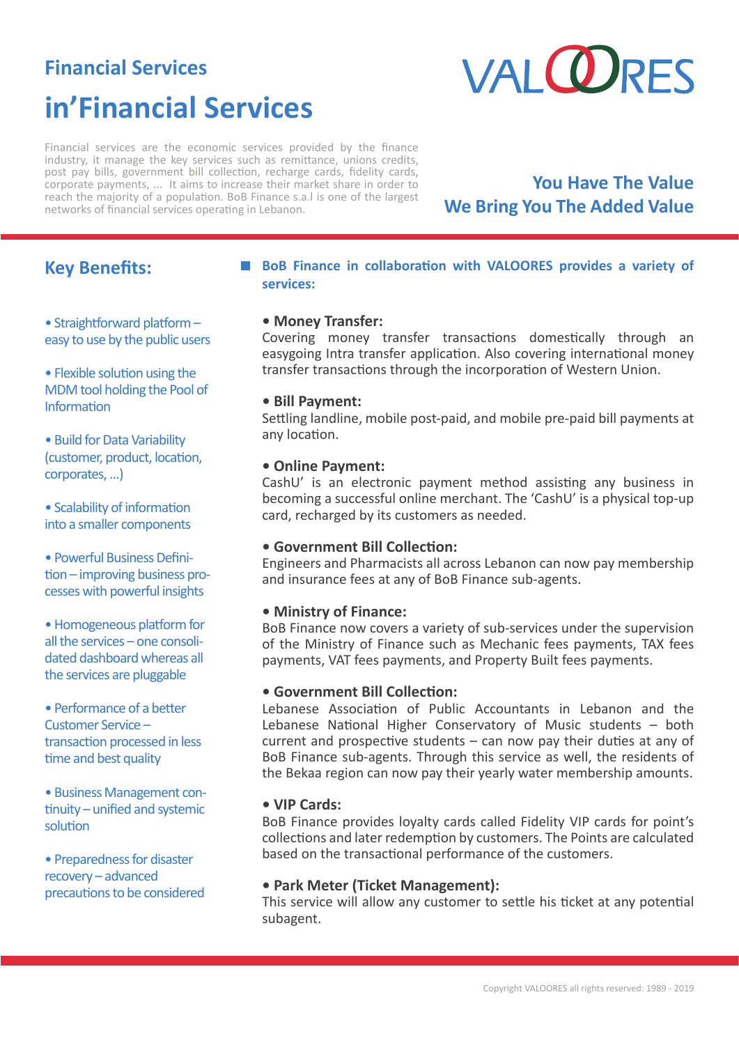## Financial Services

# in'Financial Services

VALOORES

Financial services are the economic services provided by the finance industry, it manage the key services such as remittance, unions credits, post pay bills, government bill collection, recharge cards, fidelity cards, corporate payments, ... It aims to increase their market share in order to reach the majority of a population. BoB Finance s.a.l is one of the largest networks of financial services operating in Lebanon.

**You Have The Value**
**We Bring You The Added Value**

## Key Benefits:

- Straightforward platform – easy to use by the public users
- Flexible solution using the MDM tool holding the Pool of Information
- Build for Data Variability (customer, product, location, corporates, ...)
- Scalability of information into a smaller components
- Powerful Business Definition – improving business processes with powerful insights
- Homogeneous platform for all the services – one consolidated dashboard whereas all the services are pluggable
- Performance of a better Customer Service – transaction processed in less time and best quality
- Business Management continuity – unified and systemic solution
- Preparedness for disaster recovery – advanced precautions to be considered

### BoB Finance in collaboration with VALOORES provides a variety of services:

**• Money Transfer:**
Covering money transfer transactions domestically through an easygoing Intra transfer application. Also covering international money transfer transactions through the incorporation of Western Union.

**• Bill Payment:**
Settling landline, mobile post-paid, and mobile pre-paid bill payments at any location.

**• Online Payment:**
CashU' is an electronic payment method assisting any business in becoming a successful online merchant. The 'CashU' is a physical top-up card, recharged by its customers as needed.

**• Government Bill Collection:**
Engineers and Pharmacists all across Lebanon can now pay membership and insurance fees at any of BoB Finance sub-agents.

**• Ministry of Finance:**
BoB Finance now covers a variety of sub-services under the supervision of the Ministry of Finance such as Mechanic fees payments, TAX fees payments, VAT fees payments, and Property Built fees payments.

**• Government Bill Collection:**
Lebanese Association of Public Accountants in Lebanon and the Lebanese National Higher Conservatory of Music students – both current and prospective students – can now pay their duties at any of BoB Finance sub-agents. Through this service as well, the residents of the Bekaa region can now pay their yearly water membership amounts.

**• VIP Cards:**
BoB Finance provides loyalty cards called Fidelity VIP cards for point's collections and later redemption by customers. The Points are calculated based on the transactional performance of the customers.

**• Park Meter (Ticket Management):**
This service will allow any customer to settle his ticket at any potential subagent.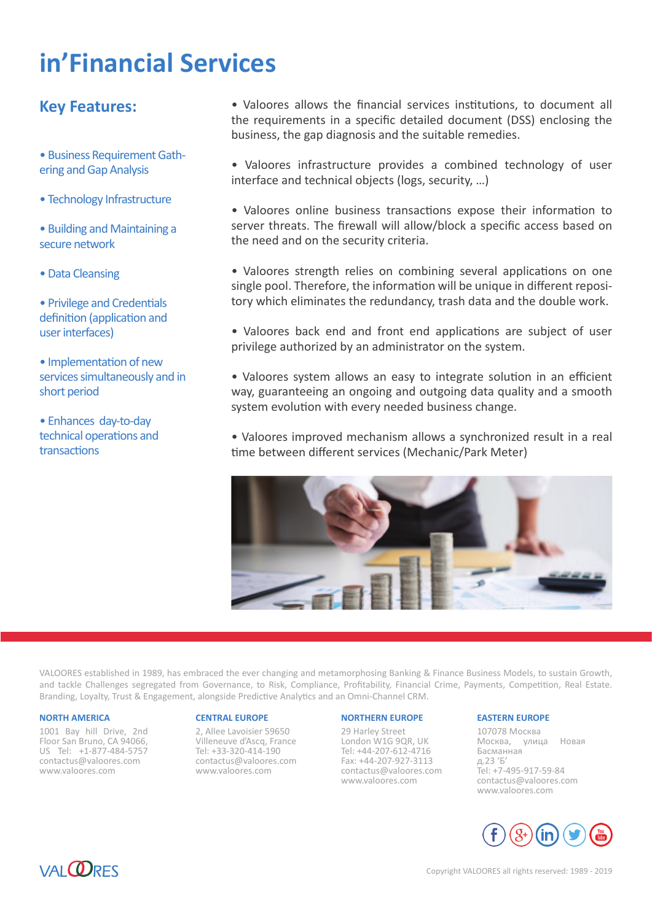# in'Financial Services

## Key Features:

- Business Requirement Gathering and Gap Analysis
- Technology Infrastructure
- Building and Maintaining a secure network
- Data Cleansing
- Privilege and Credentials definition (application and user interfaces)
- Implementation of new services simultaneously and in short period
- Enhances day-to-day technical operations and transactions

- Valoores allows the financial services institutions, to document all the requirements in a specific detailed document (DSS) enclosing the business, the gap diagnosis and the suitable remedies.
- Valoores infrastructure provides a combined technology of user interface and technical objects (logs, security, …)
- Valoores online business transactions expose their information to server threats. The firewall will allow/block a specific access based on the need and on the security criteria.
- Valoores strength relies on combining several applications on one single pool. Therefore, the information will be unique in different repository which eliminates the redundancy, trash data and the double work.
- Valoores back end and front end applications are subject of user privilege authorized by an administrator on the system.
- Valoores system allows an easy to integrate solution in an efficient way, guaranteeing an ongoing and outgoing data quality and a smooth system evolution with every needed business change.
- Valoores improved mechanism allows a synchronized result in a real time between different services (Mechanic/Park Meter)

VALOORES established in 1989, has embraced the ever changing and metamorphosing Banking & Finance Business Models, to sustain Growth, and tackle Challenges segregated from Governance, to Risk, Compliance, Profitability, Financial Crime, Payments, Competition, Real Estate. Branding, Loyalty, Trust & Engagement, alongside Predictive Analytics and an Omni-Channel CRM.

**NORTH AMERICA**
1001 Bay hill Drive, 2nd Floor San Bruno, CA 94066, US Tel: +1-877-484-5757
contactus@valoores.com
www.valoores.com

**CENTRAL EUROPE**
2, Allee Lavoisier 59650
Villeneuve d'Ascq, France
Tel: +33-320-414-190
contactus@valoores.com
www.valoores.com

**NORTHERN EUROPE**
29 Harley Street
London W1G 9QR, UK
Tel: +44-207-612-4716
Fax: +44-207-927-3113
contactus@valoores.com
www.valoores.com

**EASTERN EUROPE**
107078 Москва
Москва, улица Новая Басманная
д.23 'Б'
Tel: +7-495-917-59-84
contactus@valoores.com
www.valoores.com

VALOORES

Copyright VALOORES all rights reserved: 1989 - 2019